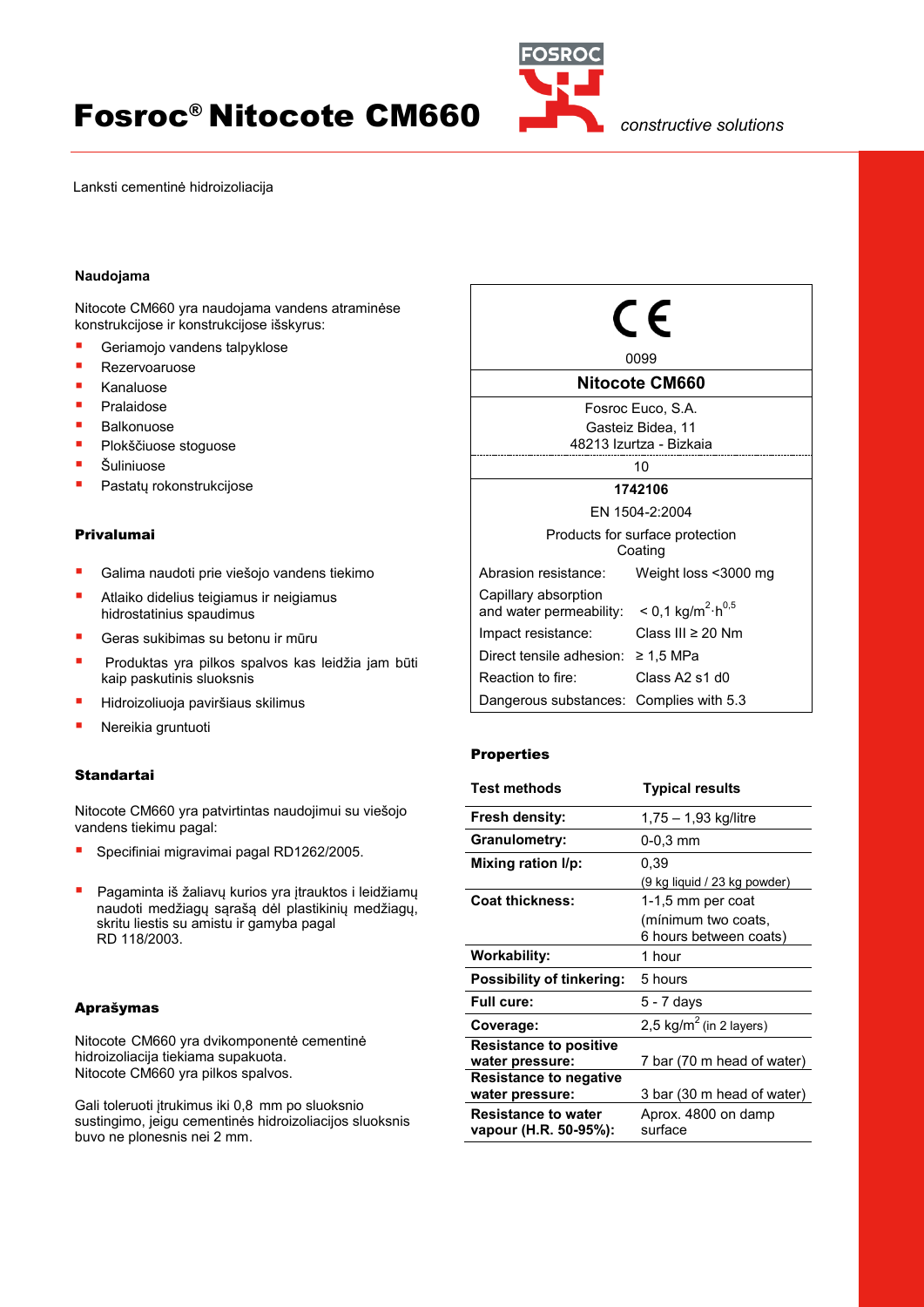# Fosroc® Nitocote CM660

*constructive solutions*

Lanksti cementinė hidroizoliacija

### Naudojama

Nitocote CM660 yra naudojama vandens atraminėse konstrukcijose ir konstrukcijose išskyrus:

- Geriamojo vandens talpyklose
- Rezervoaruose
- Kanaluose
- Pralaidose
- Balkonuose
- Plokščiuose stoguose
- Šuliniuose
- Pastatų rokonstrukcijose

### Privalumai

- Galima naudoti prie viešojo vandens tiekimo
- Atlaiko didelius teigiamus ir neigiamus hidrostatinius spaudimus
- Geras sukibimas su betonu ir mūru
- Produktas yra pilkos spalvos kas leidžia jam būti kaip paskutinis sluoksnis
- Hidroizoliuoja paviršiaus skilimus
- Nereikia gruntuoti

### Standartai

Nitocote CM660 yra patvirtintas naudojimui su viešojo vandens tiekimu pagal:

- Specifiniai migravimai pagal RD1262/2005.
- Pagaminta iš žaliavų kurios yra įtrauktos i leidžiamų naudoti medžiagų sąrašą dėl plastikinių medžiagų, skritu liestis su amistu ir gamyba pagal RD 118/2003.

### Aprašymas

Nitocote CM660 yra dvikomponentė cementinė hidroizoliacija tiekiama supakuota.
Nitocote CM660 yra pilkos spalvos.

Gali toleruoti įtrukimus iki 0,8 mm po sluoksnio sustingimo, jeigu cementinės hidroizoliacijos sluoksnis buvo ne plonesnis nei 2 mm.

| CE | |
|---|---|
| 0099 | |
| **Nitocote CM660** | |
| Fosroc Euco, S.A.<br>Gasteiz Bidea, 11<br>48213 Izurtza - Bizkaia | |
| 10 | |
| **1742106** | |
| EN 1504-2:2004 | |
| Products for surface protection Coating | |
| Abrasion resistance: | Weight loss <3000 mg |
| Capillary absorption and water permeability: | < 0,1 $kg/m^2 \cdot h^{0,5}$ |
| Impact resistance: | Class III ≥ 20 Nm |
| Direct tensile adhesion: | ≥ 1,5 MPa |
| Reaction to fire: | Class A2 s1 d0 |
| Dangerous substances: | Complies with 5.3 |

### Properties

| Test methods | Typical results |
|---|---|
| **Fresh density:** | 1,75 – 1,93 kg/litre |
| **Granulometry:** | 0-0,3 mm |
| **Mixing ration l/p:** | 0,39<br>(9 kg liquid / 23 kg powder) |
| **Coat thickness:** | 1-1,5 mm per coat<br>(mínimum two coats, 6 hours between coats) |
| **Workability:** | 1 hour |
| **Possibility of tinkering:** | 5 hours |
| **Full cure:** | 5 - 7 days |
| **Coverage:** | 2,5 $kg/m^2$ (in 2 layers) |
| **Resistance to positive water pressure:** | 7 bar (70 m head of water) |
| **Resistance to negative water pressure:** | 3 bar (30 m head of water) |
| **Resistance to water vapour (H.R. 50-95%):** | Aprox. 4800 on damp surface |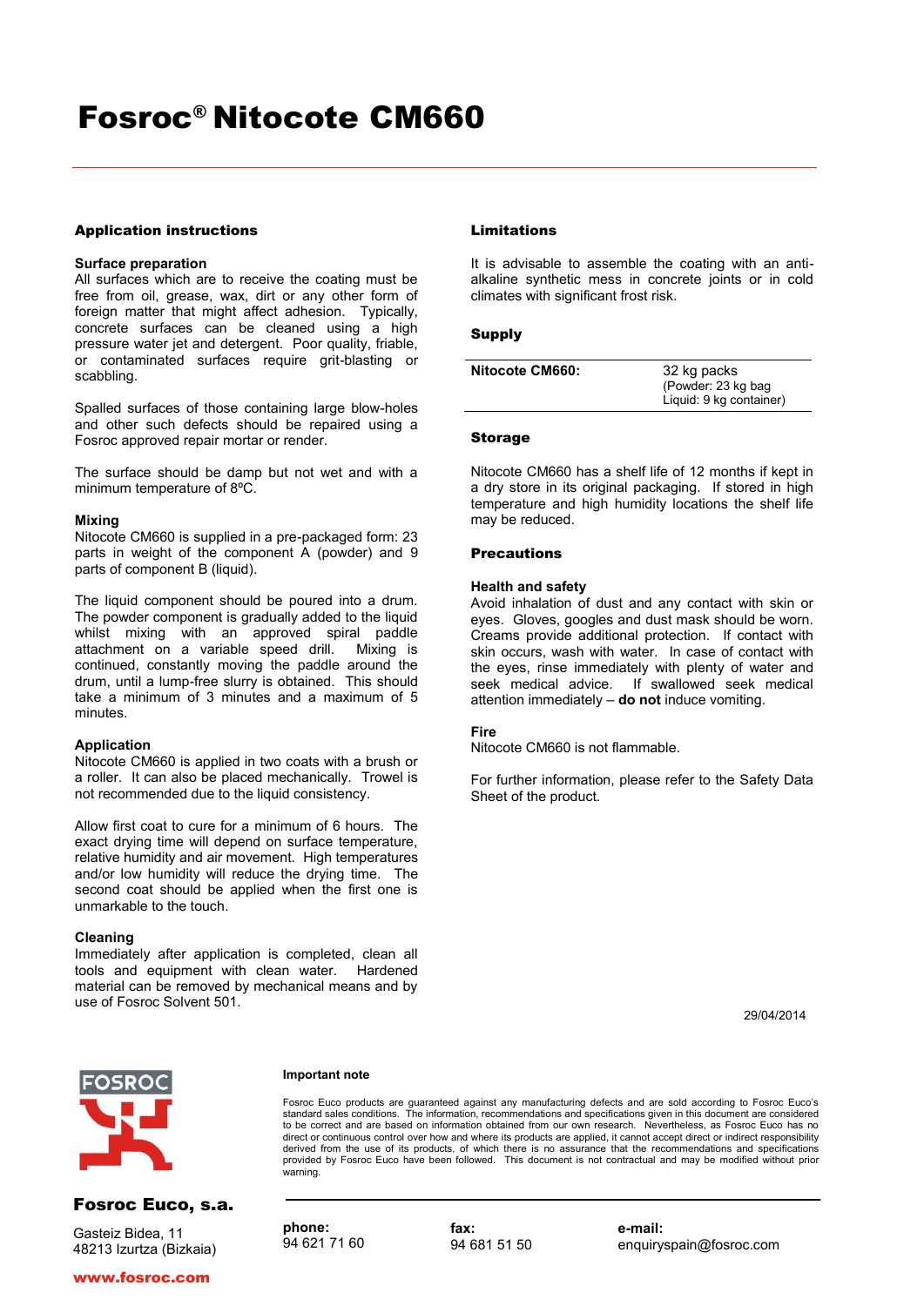# Fosroc® Nitocote CM660

## Application instructions

### Surface preparation

All surfaces which are to receive the coating must be free from oil, grease, wax, dirt or any other form of foreign matter that might affect adhesion. Typically, concrete surfaces can be cleaned using a high pressure water jet and detergent. Poor quality, friable, or contaminated surfaces require grit-blasting or scabbling.

Spalled surfaces of those containing large blow-holes and other such defects should be repaired using a Fosroc approved repair mortar or render.

The surface should be damp but not wet and with a minimum temperature of 8ºC.

### Mixing

Nitocote CM660 is supplied in a pre-packaged form: 23 parts in weight of the component A (powder) and 9 parts of component B (liquid).

The liquid component should be poured into a drum. The powder component is gradually added to the liquid whilst mixing with an approved spiral paddle attachment on a variable speed drill. Mixing is continued, constantly moving the paddle around the drum, until a lump-free slurry is obtained. This should take a minimum of 3 minutes and a maximum of 5 minutes.

### Application

Nitocote CM660 is applied in two coats with a brush or a roller. It can also be placed mechanically. Trowel is not recommended due to the liquid consistency.

Allow first coat to cure for a minimum of 6 hours. The exact drying time will depend on surface temperature, relative humidity and air movement. High temperatures and/or low humidity will reduce the drying time. The second coat should be applied when the first one is unmarkable to the touch.

### Cleaning

Immediately after application is completed, clean all tools and equipment with clean water. Hardened material can be removed by mechanical means and by use of Fosroc Solvent 501.

## Limitations

It is advisable to assemble the coating with an anti-alkaline synthetic mess in concrete joints or in cold climates with significant frost risk.

## Supply

| | |
|---|---|
| **Nitocote CM660:** | 32 kg packs (Powder: 23 kg bag Liquid: 9 kg container) |

## Storage

Nitocote CM660 has a shelf life of 12 months if kept in a dry store in its original packaging. If stored in high temperature and high humidity locations the shelf life may be reduced.

## Precautions

### Health and safety

Avoid inhalation of dust and any contact with skin or eyes. Gloves, googles and dust mask should be worn. Creams provide additional protection. If contact with skin occurs, wash with water. In case of contact with the eyes, rinse immediately with plenty of water and seek medical advice. If swallowed seek medical attention immediately – **do not** induce vomiting.

### Fire

Nitocote CM660 is not flammable.

For further information, please refer to the Safety Data Sheet of the product.

29/04/2014

**Important note**

Fosroc Euco products are guaranteed against any manufacturing defects and are sold according to Fosroc Euco's standard sales conditions. The information, recommendations and specifications given in this document are considered to be correct and are based on information obtained from our own research. Nevertheless, as Fosroc Euco has no direct or continuous control over how and where its products are applied, it cannot accept direct or indirect responsibility derived from the use of its products, of which there is no assurance that the recommendations and specifications provided by Fosroc Euco have been followed. This document is not contractual and may be modified without prior warning.

**Fosroc Euco, s.a.**

Gasteiz Bidea, 11
48213 Izurtza (Bizkaia)

**phone:** 94 621 71 60

**fax:** 94 681 51 50

**e-mail:** enquiryspain@fosroc.com

**www.fosroc.com**